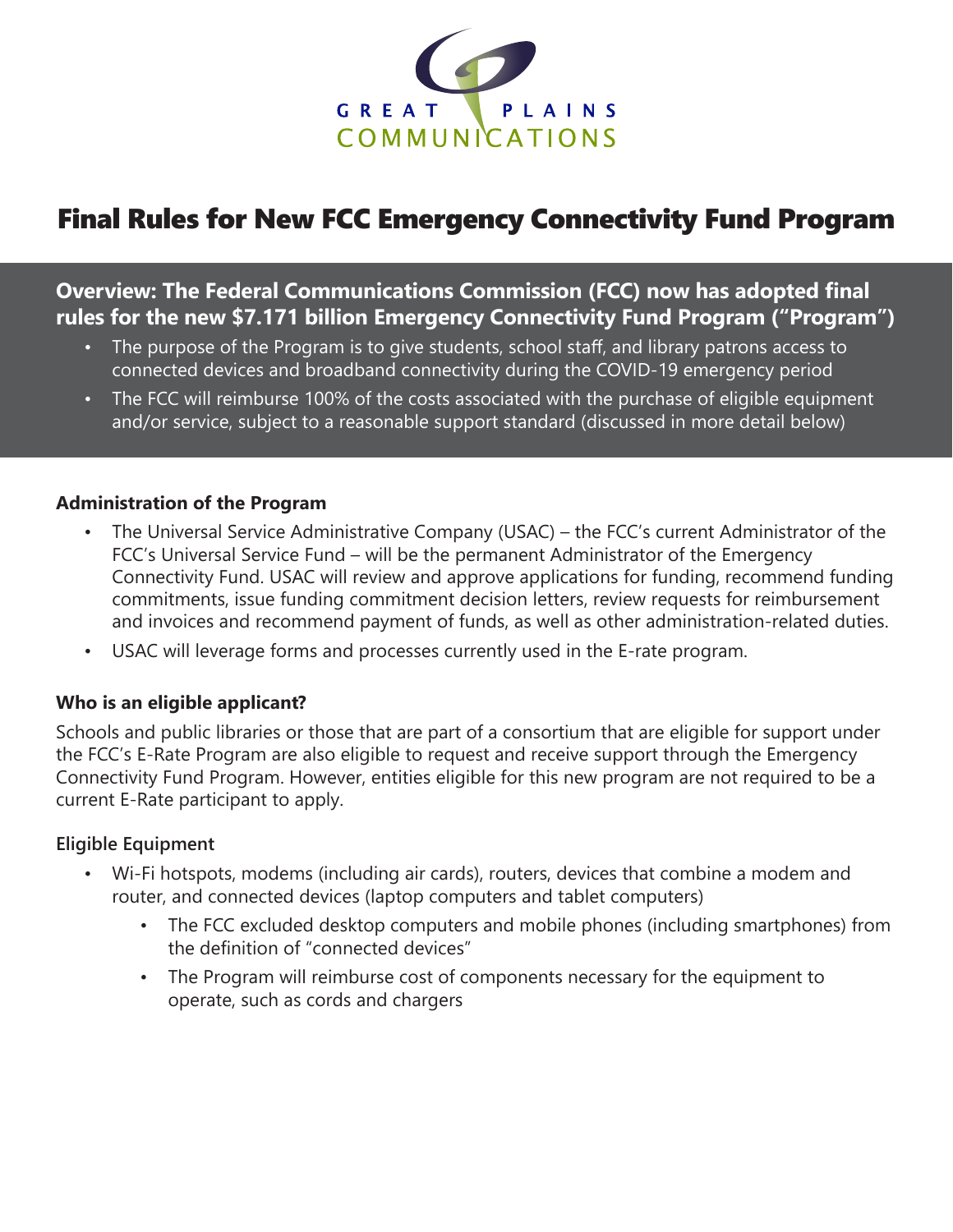GREAT PLAINS COMMUNICATIONS

# Final Rules for New FCC Emergency Connectivity Fund Program

**Overview: The Federal Communications Commission (FCC) now has adopted final rules for the new $7.171 billion Emergency Connectivity Fund Program ("Program")**

- The purpose of the Program is to give students, school staff, and library patrons access to connected devices and broadband connectivity during the COVID-19 emergency period
- The FCC will reimburse 100% of the costs associated with the purchase of eligible equipment and/or service, subject to a reasonable support standard (discussed in more detail below)

**Administration of the Program**

- The Universal Service Administrative Company (USAC) – the FCC's current Administrator of the FCC's Universal Service Fund – will be the permanent Administrator of the Emergency Connectivity Fund. USAC will review and approve applications for funding, recommend funding commitments, issue funding commitment decision letters, review requests for reimbursement and invoices and recommend payment of funds, as well as other administration-related duties.
- USAC will leverage forms and processes currently used in the E-rate program.

**Who is an eligible applicant?**

Schools and public libraries or those that are part of a consortium that are eligible for support under the FCC's E-Rate Program are also eligible to request and receive support through the Emergency Connectivity Fund Program. However, entities eligible for this new program are not required to be a current E-Rate participant to apply.

**Eligible Equipment**

- Wi-Fi hotspots, modems (including air cards), routers, devices that combine a modem and router, and connected devices (laptop computers and tablet computers)
  - The FCC excluded desktop computers and mobile phones (including smartphones) from the definition of "connected devices"
  - The Program will reimburse cost of components necessary for the equipment to operate, such as cords and chargers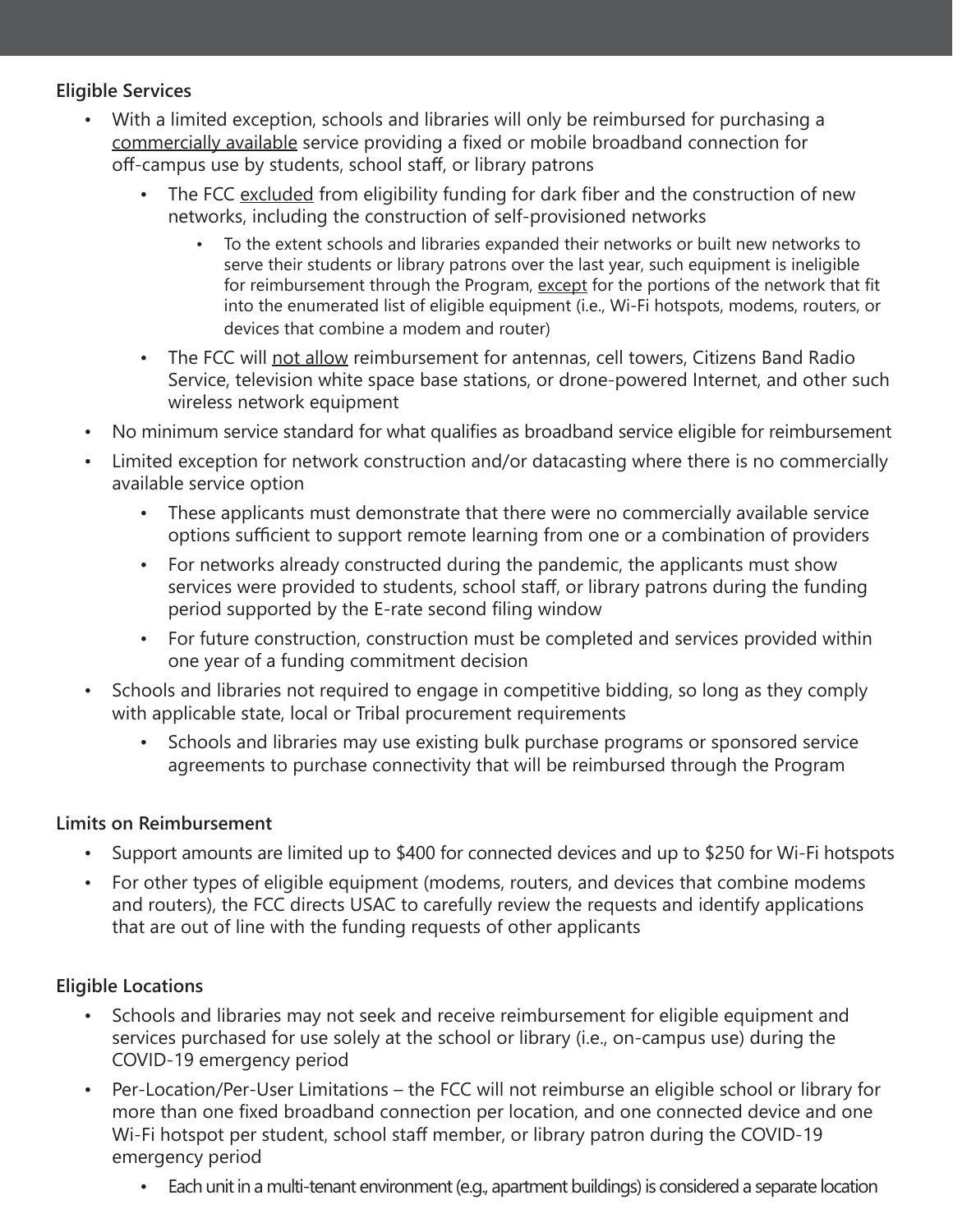**Eligible Services**

- With a limited exception, schools and libraries will only be reimbursed for purchasing a commercially available service providing a fixed or mobile broadband connection for off-campus use by students, school staff, or library patrons
  - The FCC excluded from eligibility funding for dark fiber and the construction of new networks, including the construction of self-provisioned networks
    - To the extent schools and libraries expanded their networks or built new networks to serve their students or library patrons over the last year, such equipment is ineligible for reimbursement through the Program, except for the portions of the network that fit into the enumerated list of eligible equipment (i.e., Wi-Fi hotspots, modems, routers, or devices that combine a modem and router)
  - The FCC will not allow reimbursement for antennas, cell towers, Citizens Band Radio Service, television white space base stations, or drone-powered Internet, and other such wireless network equipment
- No minimum service standard for what qualifies as broadband service eligible for reimbursement
- Limited exception for network construction and/or datacasting where there is no commercially available service option
  - These applicants must demonstrate that there were no commercially available service options sufficient to support remote learning from one or a combination of providers
  - For networks already constructed during the pandemic, the applicants must show services were provided to students, school staff, or library patrons during the funding period supported by the E-rate second filing window
  - For future construction, construction must be completed and services provided within one year of a funding commitment decision
- Schools and libraries not required to engage in competitive bidding, so long as they comply with applicable state, local or Tribal procurement requirements
  - Schools and libraries may use existing bulk purchase programs or sponsored service agreements to purchase connectivity that will be reimbursed through the Program

**Limits on Reimbursement**

- Support amounts are limited up to $400 for connected devices and up to $250 for Wi-Fi hotspots
- For other types of eligible equipment (modems, routers, and devices that combine modems and routers), the FCC directs USAC to carefully review the requests and identify applications that are out of line with the funding requests of other applicants

**Eligible Locations**

- Schools and libraries may not seek and receive reimbursement for eligible equipment and services purchased for use solely at the school or library (i.e., on-campus use) during the COVID-19 emergency period
- Per-Location/Per-User Limitations – the FCC will not reimburse an eligible school or library for more than one fixed broadband connection per location, and one connected device and one Wi-Fi hotspot per student, school staff member, or library patron during the COVID-19 emergency period
  - Each unit in a multi-tenant environment (e.g., apartment buildings) is considered a separate location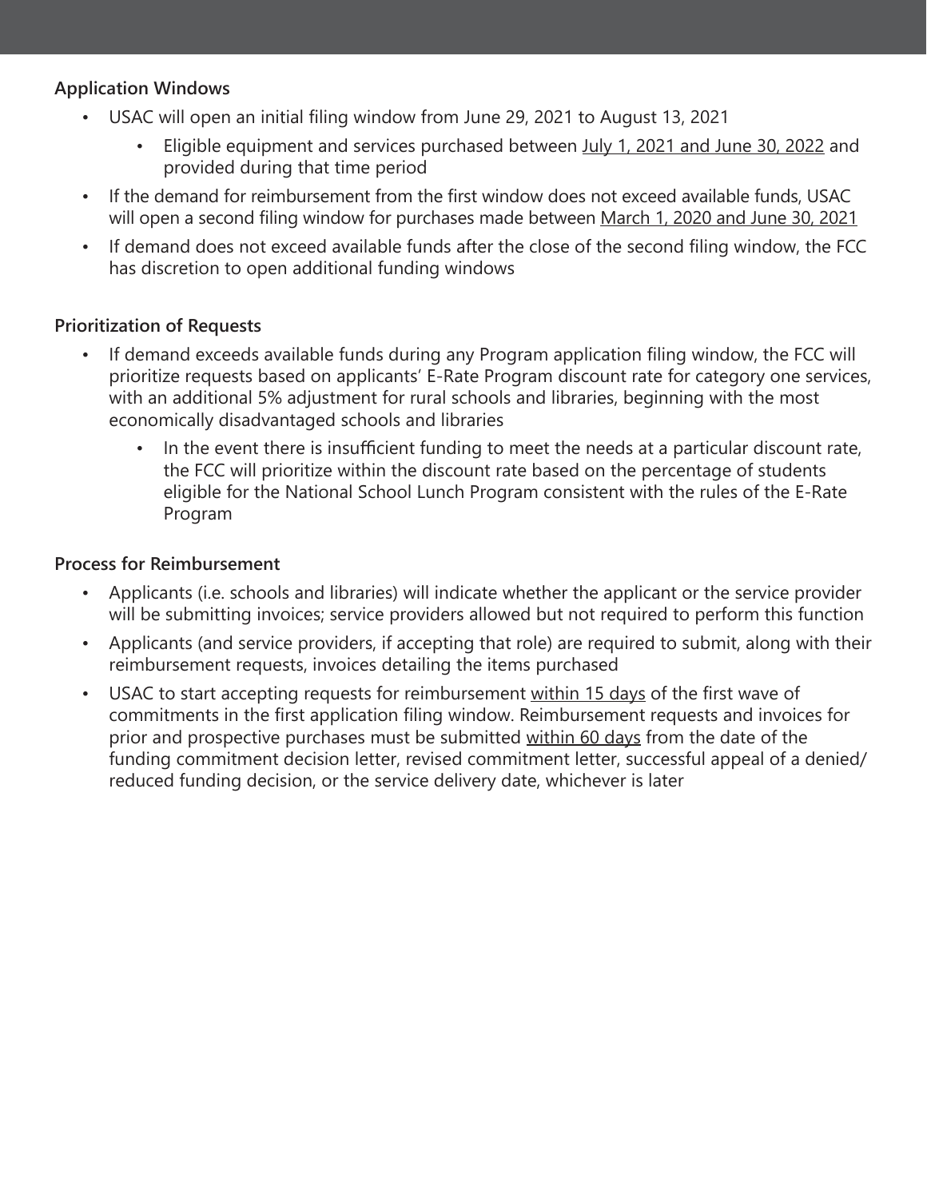### Application Windows

- USAC will open an initial filing window from June 29, 2021 to August 13, 2021
    - Eligible equipment and services purchased between July 1, 2021 and June 30, 2022 and provided during that time period
- If the demand for reimbursement from the first window does not exceed available funds, USAC will open a second filing window for purchases made between March 1, 2020 and June 30, 2021
- If demand does not exceed available funds after the close of the second filing window, the FCC has discretion to open additional funding windows

### Prioritization of Requests

- If demand exceeds available funds during any Program application filing window, the FCC will prioritize requests based on applicants' E-Rate Program discount rate for category one services, with an additional 5% adjustment for rural schools and libraries, beginning with the most economically disadvantaged schools and libraries
    - In the event there is insufficient funding to meet the needs at a particular discount rate, the FCC will prioritize within the discount rate based on the percentage of students eligible for the National School Lunch Program consistent with the rules of the E-Rate Program

### Process for Reimbursement

- Applicants (i.e. schools and libraries) will indicate whether the applicant or the service provider will be submitting invoices; service providers allowed but not required to perform this function
- Applicants (and service providers, if accepting that role) are required to submit, along with their reimbursement requests, invoices detailing the items purchased
- USAC to start accepting requests for reimbursement within 15 days of the first wave of commitments in the first application filing window. Reimbursement requests and invoices for prior and prospective purchases must be submitted within 60 days from the date of the funding commitment decision letter, revised commitment letter, successful appeal of a denied/reduced funding decision, or the service delivery date, whichever is later